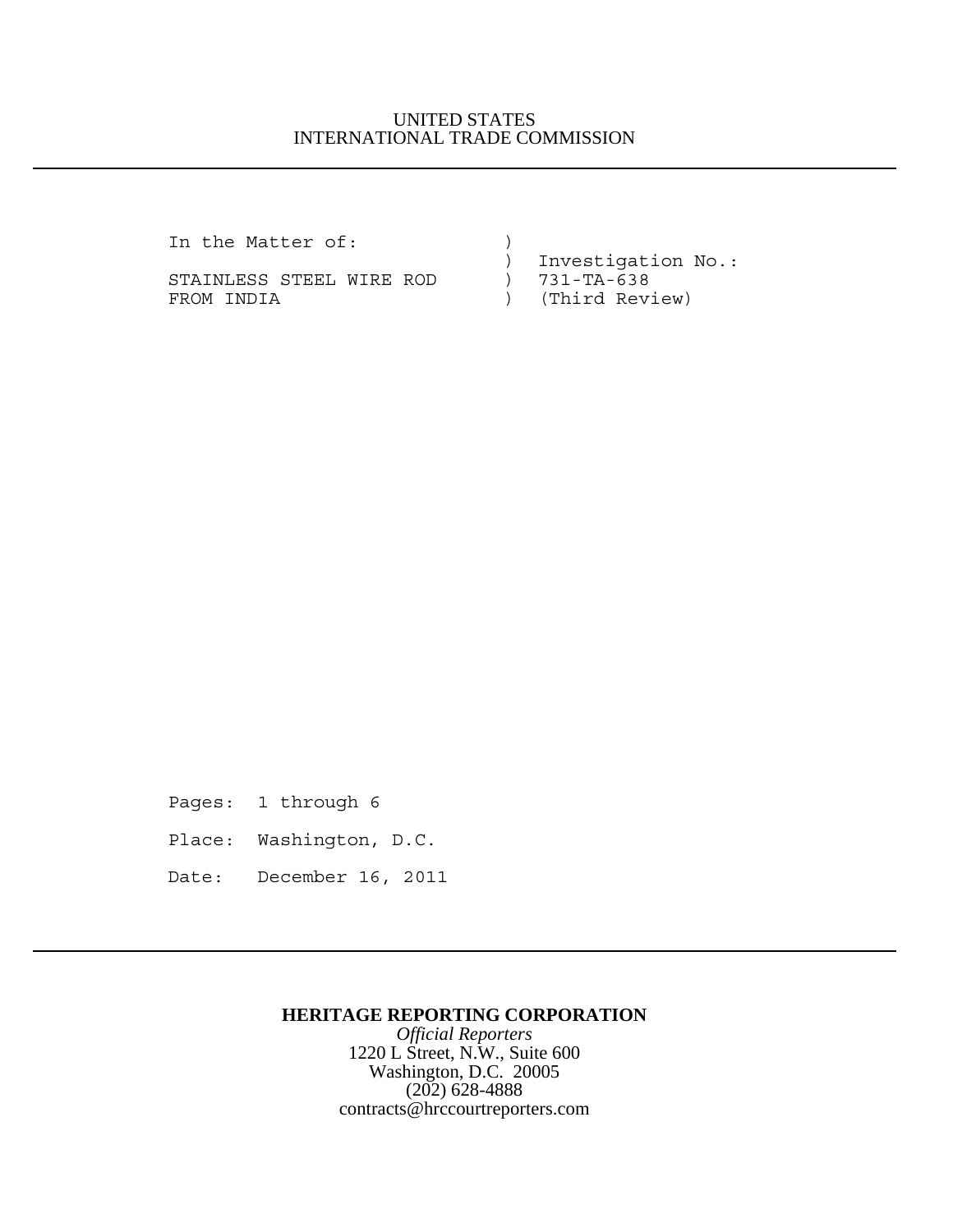UNITED STATES
INTERNATIONAL TRADE COMMISSION

```
In the Matter of:              )
                               )  Investigation No.:
STAINLESS STEEL WIRE ROD       )  731-TA-638
FROM INDIA                     )  (Third Review)
```

Pages: 1 through 6

Place: Washington, D.C.

Date: December 16, 2011

**HERITAGE REPORTING CORPORATION**
*Official Reporters*
1220 L Street, N.W., Suite 600
Washington, D.C. 20005
(202) 628-4888
contracts@hrccourtreporters.com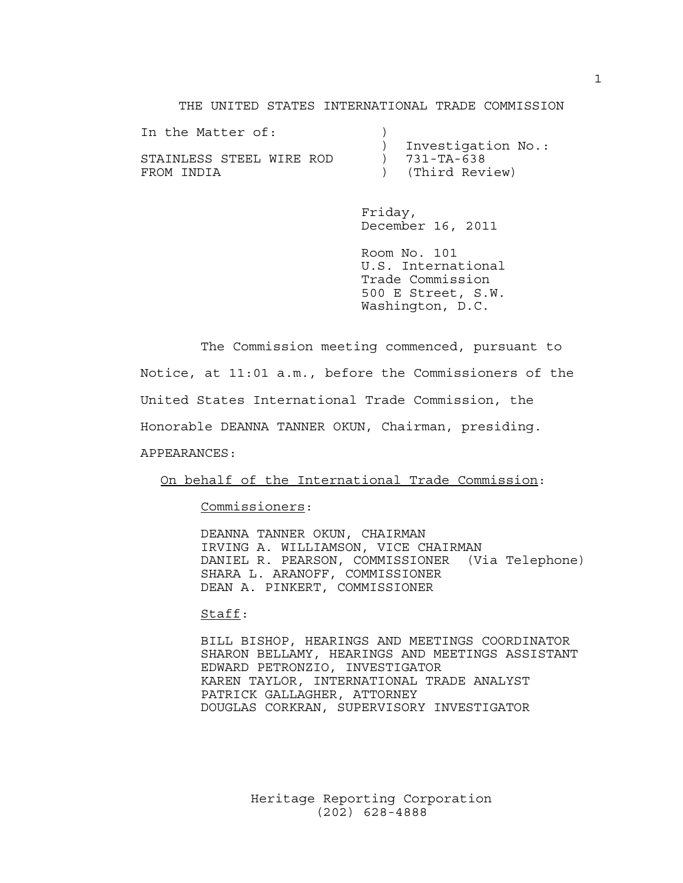THE UNITED STATES INTERNATIONAL TRADE COMMISSION

| In the Matter of: | ) | |
|---|---|---|
| | ) | Investigation No.: |
| STAINLESS STEEL WIRE ROD | ) | 731-TA-638 |
| FROM INDIA | ) | (Third Review) |

Friday,
December 16, 2011

Room No. 101
U.S. International
Trade Commission
500 E Street, S.W.
Washington, D.C.

The Commission meeting commenced, pursuant to Notice, at 11:01 a.m., before the Commissioners of the United States International Trade Commission, the Honorable DEANNA TANNER OKUN, Chairman, presiding.

APPEARANCES:

On behalf of the International Trade Commission:

Commissioners:

DEANNA TANNER OKUN, CHAIRMAN
IRVING A. WILLIAMSON, VICE CHAIRMAN
DANIEL R. PEARSON, COMMISSIONER (Via Telephone)
SHARA L. ARANOFF, COMMISSIONER
DEAN A. PINKERT, COMMISSIONER

Staff:

BILL BISHOP, HEARINGS AND MEETINGS COORDINATOR
SHARON BELLAMY, HEARINGS AND MEETINGS ASSISTANT
EDWARD PETRONZIO, INVESTIGATOR
KAREN TAYLOR, INTERNATIONAL TRADE ANALYST
PATRICK GALLAGHER, ATTORNEY
DOUGLAS CORKRAN, SUPERVISORY INVESTIGATOR

Heritage Reporting Corporation
(202) 628-4888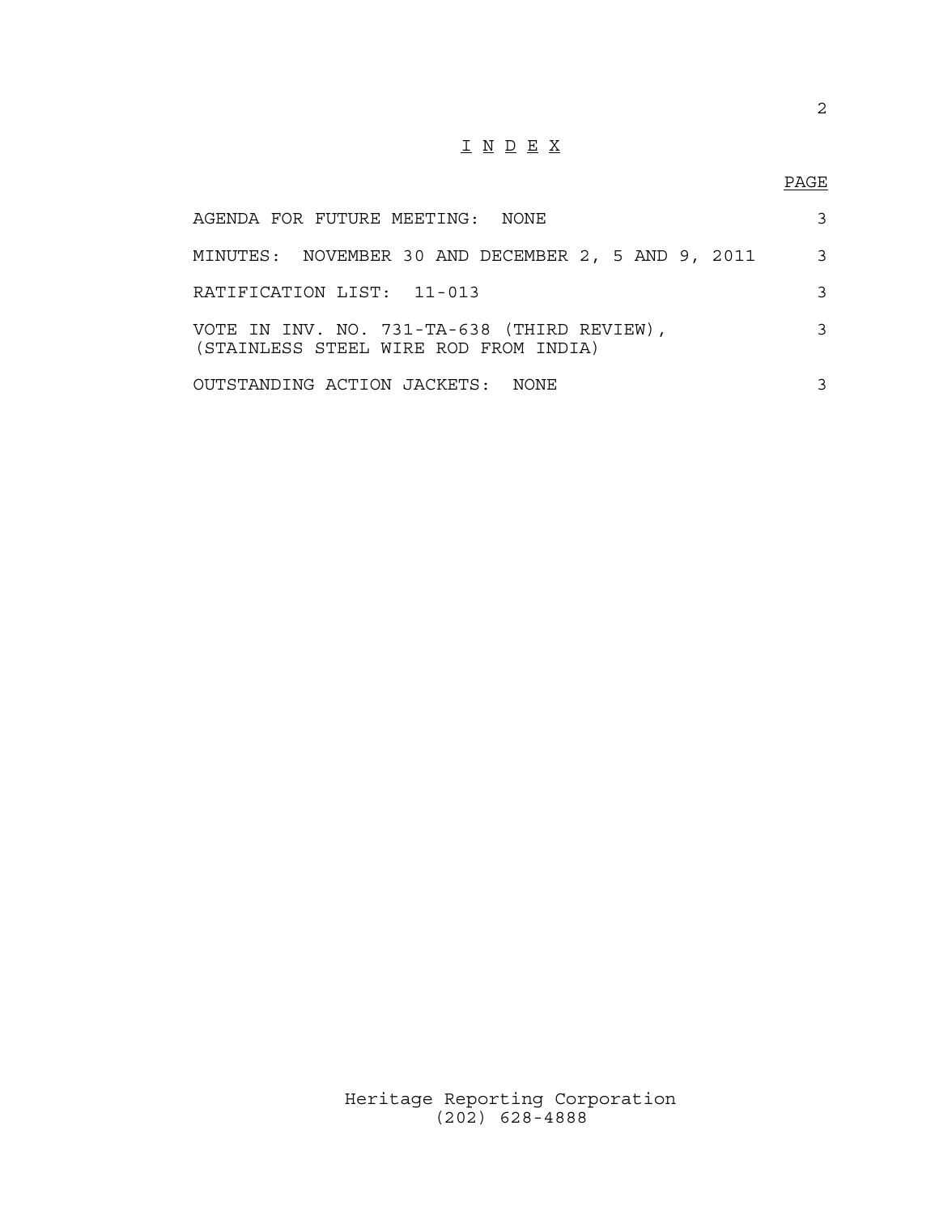# I N D E X

| | PAGE |
|---|---|
| AGENDA FOR FUTURE MEETING: NONE | 3 |
| MINUTES: NOVEMBER 30 AND DECEMBER 2, 5 AND 9, 2011 | 3 |
| RATIFICATION LIST: 11-013 | 3 |
| VOTE IN INV. NO. 731-TA-638 (THIRD REVIEW), (STAINLESS STEEL WIRE ROD FROM INDIA) | 3 |
| OUTSTANDING ACTION JACKETS: NONE | 3 |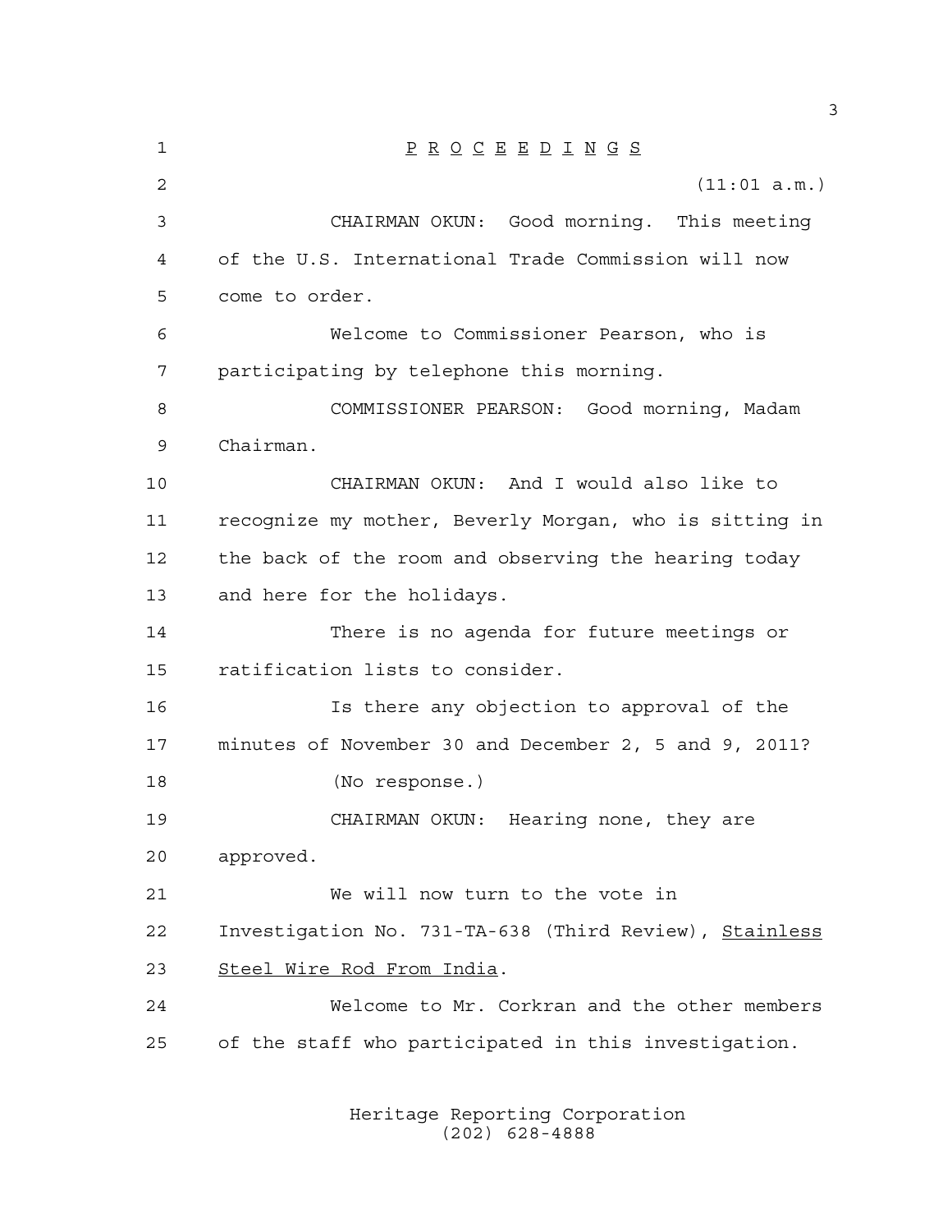P R O C E E D I N G S

(11:01 a.m.)

CHAIRMAN OKUN: Good morning. This meeting of the U.S. International Trade Commission will now come to order.

Welcome to Commissioner Pearson, who is participating by telephone this morning.

COMMISSIONER PEARSON: Good morning, Madam Chairman.

CHAIRMAN OKUN: And I would also like to recognize my mother, Beverly Morgan, who is sitting in the back of the room and observing the hearing today and here for the holidays.

There is no agenda for future meetings or ratification lists to consider.

Is there any objection to approval of the minutes of November 30 and December 2, 5 and 9, 2011?

(No response.)

CHAIRMAN OKUN: Hearing none, they are approved.

We will now turn to the vote in Investigation No. 731-TA-638 (Third Review), Stainless Steel Wire Rod From India.

Welcome to Mr. Corkran and the other members of the staff who participated in this investigation.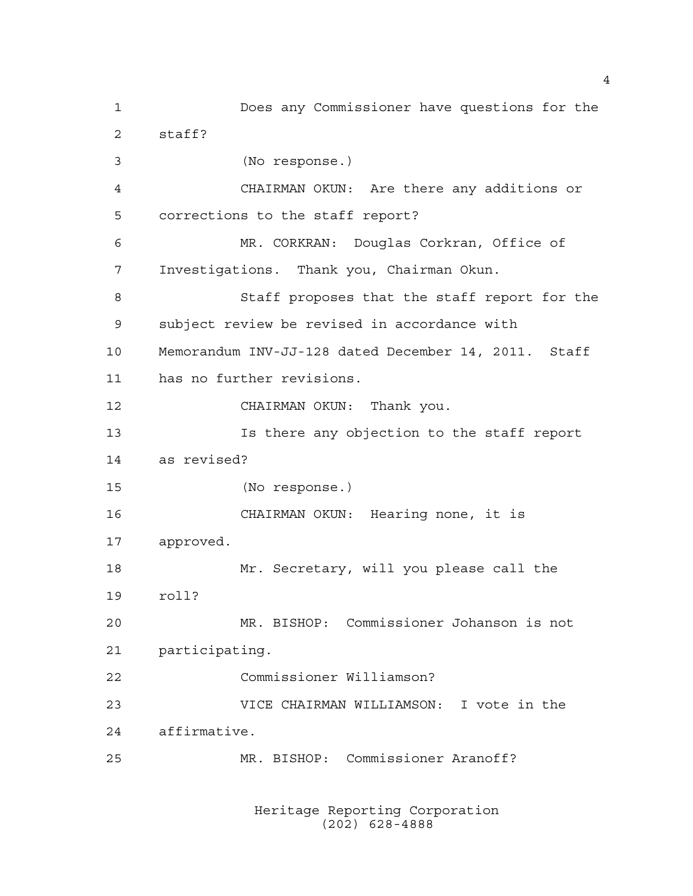Does any Commissioner have questions for the staff?

(No response.)

CHAIRMAN OKUN: Are there any additions or corrections to the staff report?

MR. CORKRAN: Douglas Corkran, Office of Investigations. Thank you, Chairman Okun.

Staff proposes that the staff report for the subject review be revised in accordance with Memorandum INV-JJ-128 dated December 14, 2011. Staff has no further revisions.

CHAIRMAN OKUN: Thank you.

Is there any objection to the staff report as revised?

(No response.)

CHAIRMAN OKUN: Hearing none, it is approved.

Mr. Secretary, will you please call the roll?

MR. BISHOP: Commissioner Johanson is not participating.

Commissioner Williamson?

VICE CHAIRMAN WILLIAMSON: I vote in the affirmative.

MR. BISHOP: Commissioner Aranoff?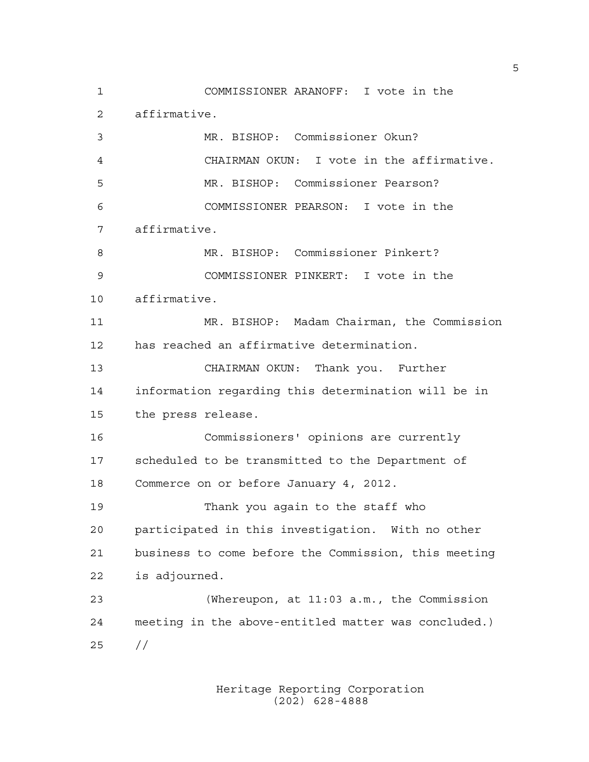COMMISSIONER ARANOFF: I vote in the affirmative.

MR. BISHOP: Commissioner Okun?

CHAIRMAN OKUN: I vote in the affirmative.

MR. BISHOP: Commissioner Pearson?

COMMISSIONER PEARSON: I vote in the affirmative.

MR. BISHOP: Commissioner Pinkert?

COMMISSIONER PINKERT: I vote in the affirmative.

MR. BISHOP: Madam Chairman, the Commission has reached an affirmative determination.

CHAIRMAN OKUN: Thank you. Further information regarding this determination will be in the press release.

Commissioners' opinions are currently scheduled to be transmitted to the Department of Commerce on or before January 4, 2012.

Thank you again to the staff who participated in this investigation. With no other business to come before the Commission, this meeting is adjourned.

(Whereupon, at 11:03 a.m., the Commission meeting in the above-entitled matter was concluded.)

//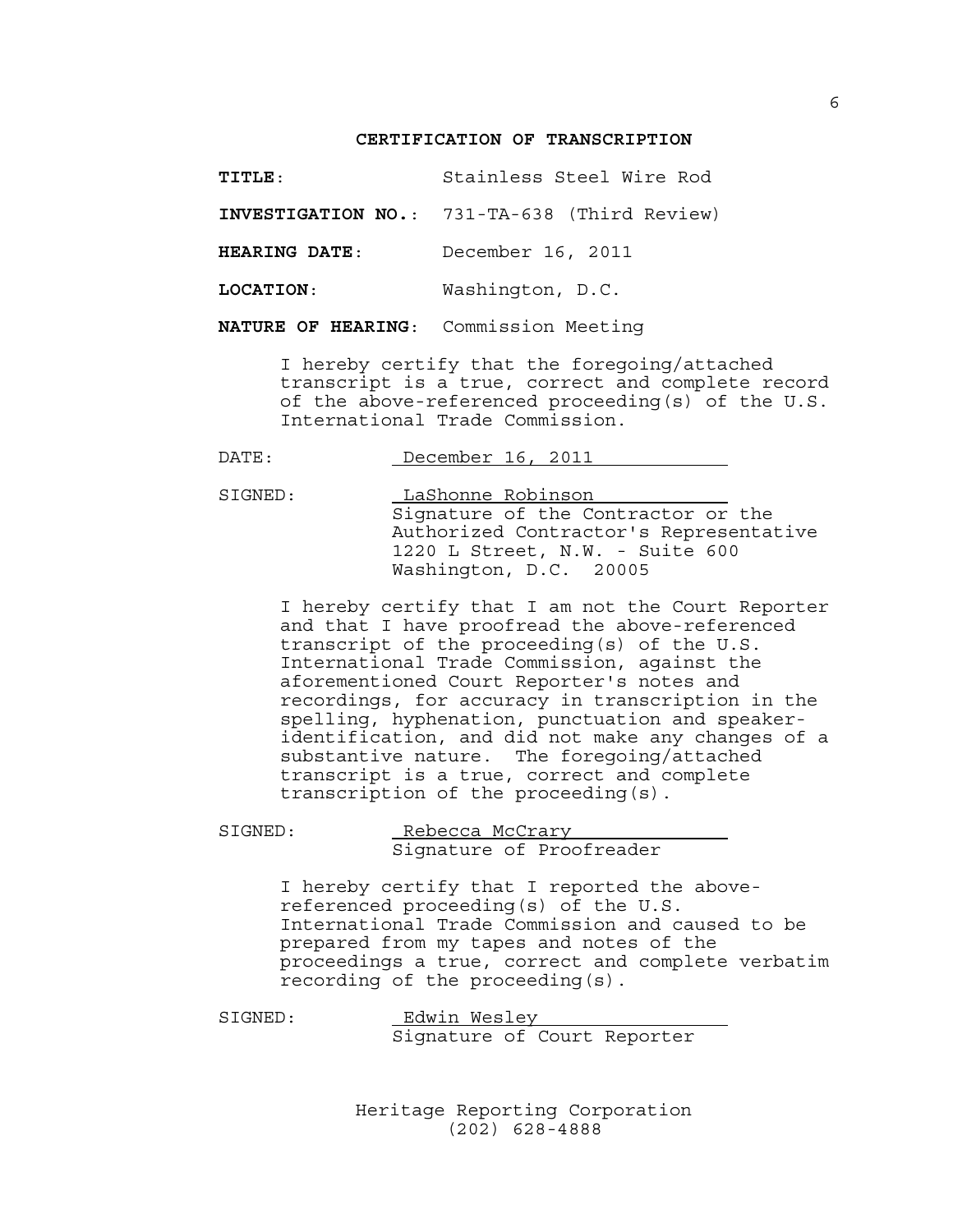## CERTIFICATION OF TRANSCRIPTION

**TITLE**: Stainless Steel Wire Rod

**INVESTIGATION NO.**: 731-TA-638 (Third Review)

**HEARING DATE**: December 16, 2011

**LOCATION**: Washington, D.C.

**NATURE OF HEARING**: Commission Meeting

I hereby certify that the foregoing/attached transcript is a true, correct and complete record of the above-referenced proceeding(s) of the U.S. International Trade Commission.

DATE: December 16, 2011

SIGNED: LaShonne Robinson
Signature of the Contractor or the Authorized Contractor's Representative
1220 L Street, N.W. - Suite 600
Washington, D.C. 20005

I hereby certify that I am not the Court Reporter and that I have proofread the above-referenced transcript of the proceeding(s) of the U.S. International Trade Commission, against the aforementioned Court Reporter's notes and recordings, for accuracy in transcription in the spelling, hyphenation, punctuation and speaker-identification, and did not make any changes of a substantive nature. The foregoing/attached transcript is a true, correct and complete transcription of the proceeding(s).

SIGNED: Rebecca McCrary
Signature of Proofreader

I hereby certify that I reported the above-referenced proceeding(s) of the U.S. International Trade Commission and caused to be prepared from my tapes and notes of the proceedings a true, correct and complete verbatim recording of the proceeding(s).

SIGNED: Edwin Wesley
Signature of Court Reporter